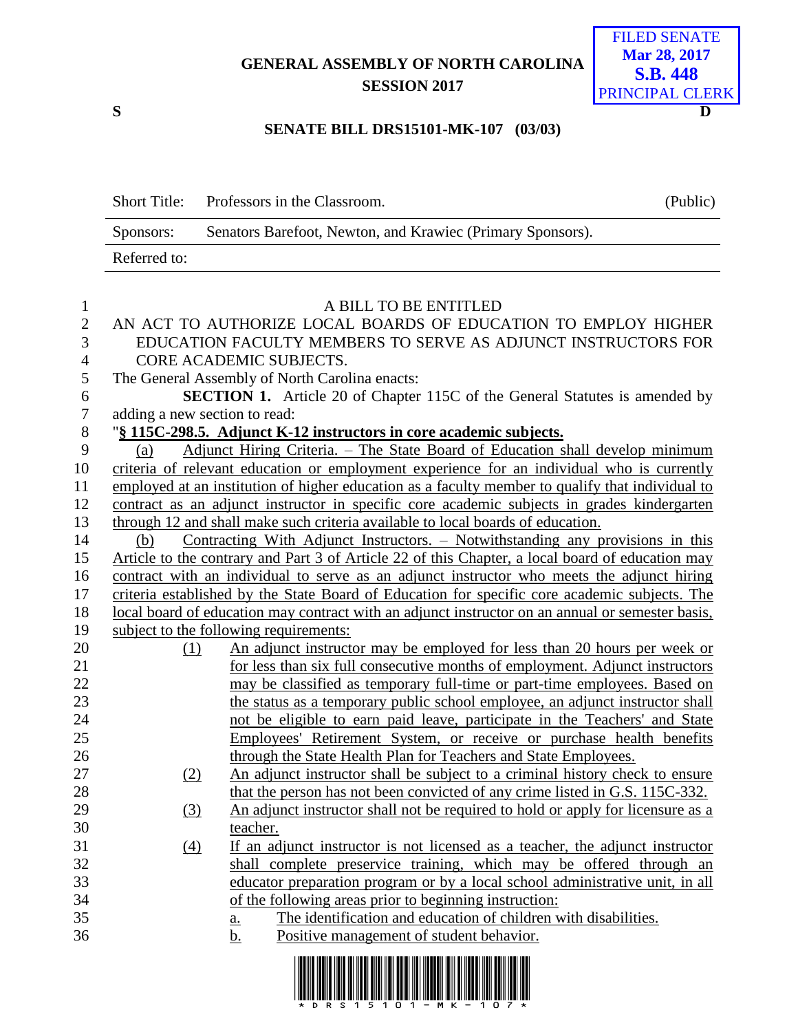FILED SENATE
Mar 28, 2017
S.B. 448
PRINCIPAL CLERK

# GENERAL ASSEMBLY OF NORTH CAROLINA
## SESSION 2017

S D

## SENATE BILL DRS15101-MK-107 (03/03)

| Short Title: | Professors in the Classroom. | (Public) |
|---|---|---|
| Sponsors: | Senators Barefoot, Newton, and Krawiec (Primary Sponsors). | |
| Referred to: | | |

A BILL TO BE ENTITLED

AN ACT TO AUTHORIZE LOCAL BOARDS OF EDUCATION TO EMPLOY HIGHER EDUCATION FACULTY MEMBERS TO SERVE AS ADJUNCT INSTRUCTORS FOR CORE ACADEMIC SUBJECTS.

The General Assembly of North Carolina enacts:

**SECTION 1.** Article 20 of Chapter 115C of the General Statutes is amended by adding a new section to read:

"**§ 115C-298.5. Adjunct K-12 instructors in core academic subjects.**

(a) Adjunct Hiring Criteria. – The State Board of Education shall develop minimum criteria of relevant education or employment experience for an individual who is currently employed at an institution of higher education as a faculty member to qualify that individual to contract as an adjunct instructor in specific core academic subjects in grades kindergarten through 12 and shall make such criteria available to local boards of education.

(b) Contracting With Adjunct Instructors. – Notwithstanding any provisions in this Article to the contrary and Part 3 of Article 22 of this Chapter, a local board of education may contract with an individual to serve as an adjunct instructor who meets the adjunct hiring criteria established by the State Board of Education for specific core academic subjects. The local board of education may contract with an adjunct instructor on an annual or semester basis, subject to the following requirements:

(1) An adjunct instructor may be employed for less than 20 hours per week or for less than six full consecutive months of employment. Adjunct instructors may be classified as temporary full-time or part-time employees. Based on the status as a temporary public school employee, an adjunct instructor shall not be eligible to earn paid leave, participate in the Teachers' and State Employees' Retirement System, or receive or purchase health benefits through the State Health Plan for Teachers and State Employees.

(2) An adjunct instructor shall be subject to a criminal history check to ensure that the person has not been convicted of any crime listed in G.S. 115C-332.

(3) An adjunct instructor shall not be required to hold or apply for licensure as a teacher.

(4) If an adjunct instructor is not licensed as a teacher, the adjunct instructor shall complete preservice training, which may be offered through an educator preparation program or by a local school administrative unit, in all of the following areas prior to beginning instruction:

a. The identification and education of children with disabilities.

b. Positive management of student behavior.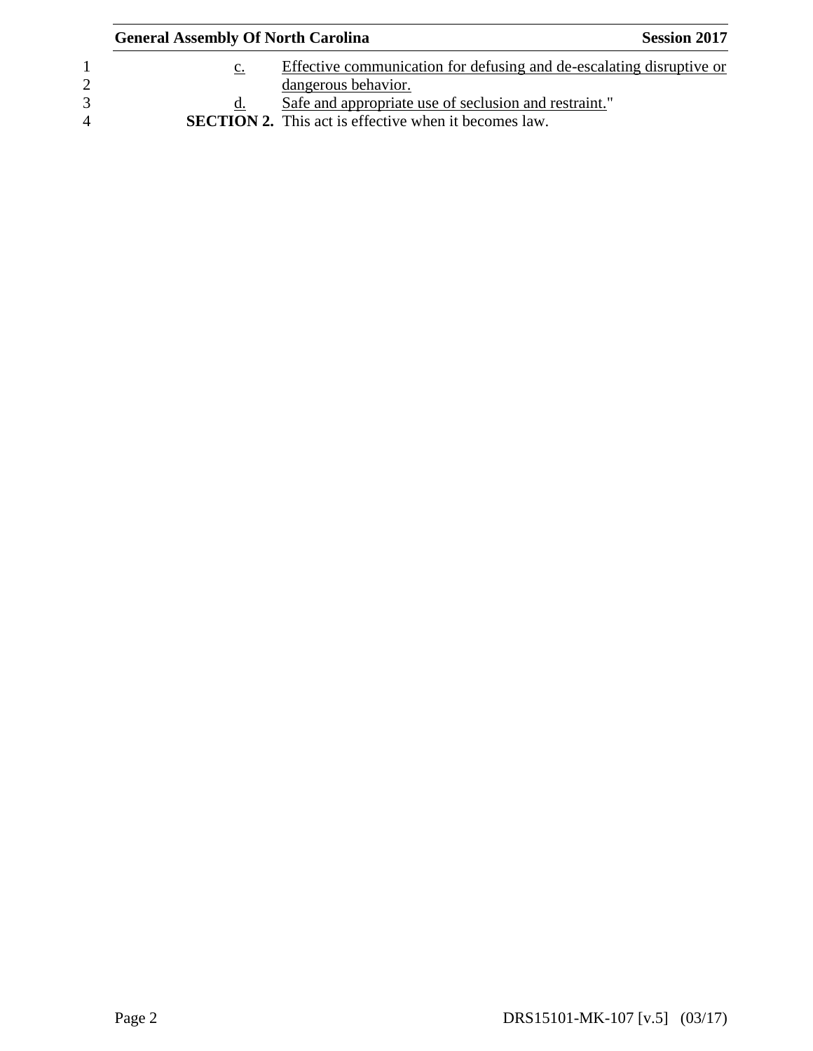c. Effective communication for defusing and de-escalating disruptive or dangerous behavior.

d. Safe and appropriate use of seclusion and restraint."

**SECTION 2.** This act is effective when it becomes law.